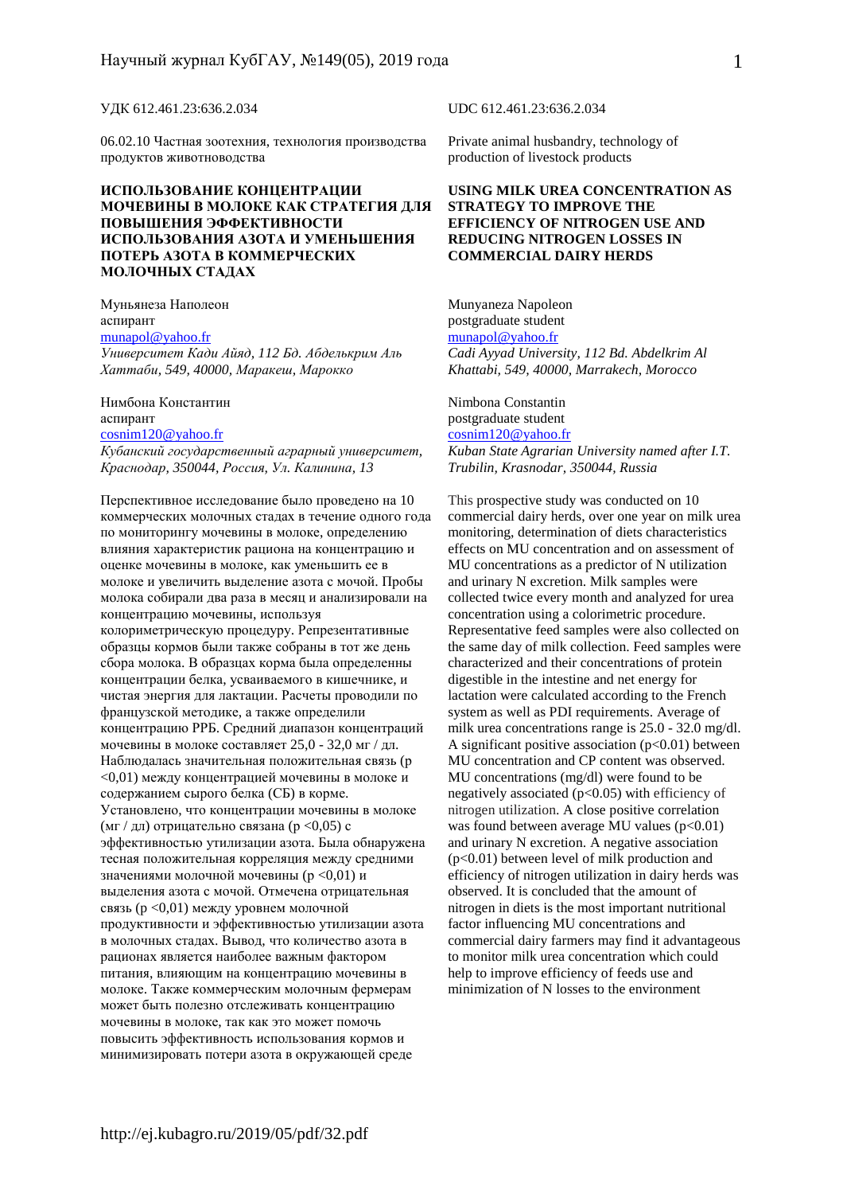УДК 612.461.23:636.2.034

06.02.10 Частная зоотехния, технология производства продуктов животноводства

# ИСПОЛЬЗОВАНИЕ КОНЦЕНТРАЦИИ МОЧЕВИНЫ В МОЛОКЕ КАК СТРАТЕГИЯ ДЛЯ ПОВЫШЕНИЯ ЭФФЕКТИВНОСТИ ИСПОЛЬЗОВАНИЯ АЗОТА И УМЕНЬШЕНИЯ ПОТЕРЬ АЗОТА В КОММЕРЧЕСКИХ МОЛОЧНЫХ СТАДАХ

Муньянеза Наполеон
аспирант
munapol@yahoo.fr
*Университет Кади Айяд, 112 Бд. Абделькрим Аль Хаттаби, 549, 40000, Маракеш, Марокко*

Нимбона Константин
аспирант
cosnim120@yahoo.fr
*Кубанский государственный аграрный университет, Краснодар, 350044, Россия, Ул. Калинина, 13*

Перспективное исследование было проведено на 10 коммерческих молочных стадах в течение одного года по мониторингу мочевины в молоке, определению влияния характеристик рациона на концентрацию и оценке мочевины в молоке, как уменьшить ее в молоке и увеличить выделение азота с мочой. Пробы молока собирали два раза в месяц и анализировали на концентрацию мочевины, используя колориметрическую процедуру. Репрезентативные образцы кормов были также собраны в тот же день сбора молока. В образцах корма была определенны концентрации белка, усваиваемого в кишечнике, и чистая энергия для лактации. Расчеты проводили по французской методике, а также определили концентрацию РРБ. Средний диапазон концентраций мочевины в молоке составляет 25,0 - 32,0 мг / дл. Наблюдалась значительная положительная связь (р <0,01) между концентрацией мочевины в молоке и содержанием сырого белка (СБ) в корме. Установлено, что концентрации мочевины в молоке (мг / дл) отрицательно связана (р <0,05) с эффективностью утилизации азота. Была обнаружена тесная положительная корреляция между средними значениями молочной мочевины (р <0,01) и выделения азота с мочой. Отмечена отрицательная связь (р <0,01) между уровнем молочной продуктивности и эффективностью утилизации азота в молочных стадах. Вывод, что количество азота в рационах является наиболее важным фактором питания, влияющим на концентрацию мочевины в молоке. Также коммерческим молочным фермерам может быть полезно отслеживать концентрацию мочевины в молоке, так как это может помочь повысить эффективность использования кормов и минимизировать потери азота в окружающей среде

UDC 612.461.23:636.2.034

Private animal husbandry, technology of production of livestock products

# USING MILK UREA CONCENTRATION AS STRATEGY TO IMPROVE THE EFFICIENCY OF NITROGEN USE AND REDUCING NITROGEN LOSSES IN COMMERCIAL DAIRY HERDS

Munyaneza Napoleon
postgraduate student
munapol@yahoo.fr
*Cadi Ayyad University, 112 Bd. Abdelkrim Al Khattabi, 549, 40000, Marrakech, Morocco*

Nimbona Constantin
postgraduate student
cosnim120@yahoo.fr
*Kuban State Agrarian University named after I.T. Trubilin, Krasnodar, 350044, Russia*

This prospective study was conducted on 10 commercial dairy herds, over one year on milk urea monitoring, determination of diets characteristics effects on MU concentration and on assessment of MU concentrations as a predictor of N utilization and urinary N excretion. Milk samples were collected twice every month and analyzed for urea concentration using a colorimetric procedure. Representative feed samples were also collected on the same day of milk collection. Feed samples were characterized and their concentrations of protein digestible in the intestine and net energy for lactation were calculated according to the French system as well as PDI requirements. Average of milk urea concentrations range is 25.0 - 32.0 mg/dl. A significant positive association ($p<0.01$) between MU concentration and CP content was observed. MU concentrations (mg/dl) were found to be negatively associated ($p<0.05$) with efficiency of nitrogen utilization. A close positive correlation was found between average MU values ($p<0.01$) and urinary N excretion. A negative association ($p<0.01$) between level of milk production and efficiency of nitrogen utilization in dairy herds was observed. It is concluded that the amount of nitrogen in diets is the most important nutritional factor influencing MU concentrations and commercial dairy farmers may find it advantageous to monitor milk urea concentration which could help to improve efficiency of feeds use and minimization of N losses to the environment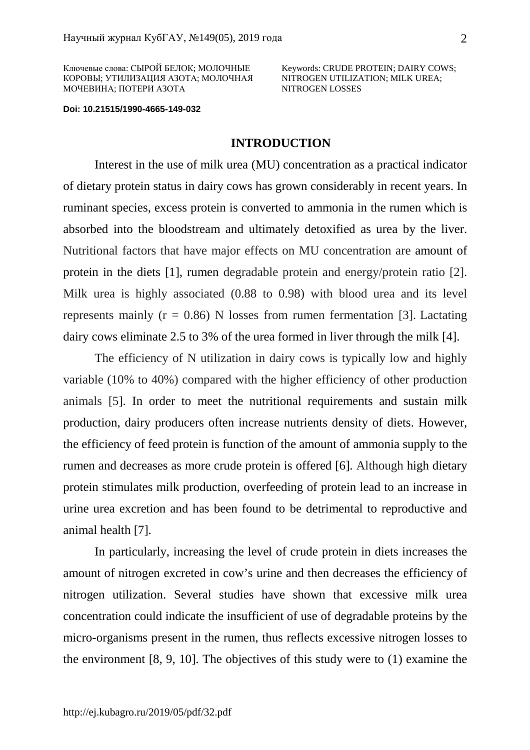Ключевые слова: СЫРОЙ БЕЛОК; МОЛОЧНЫЕ КОРОВЫ; УТИЛИЗАЦИЯ АЗОТА; МОЛОЧНАЯ МОЧЕВИНА; ПОТЕРИ АЗОТА

Keywords: CRUDE PROTEIN; DAIRY COWS; NITROGEN UTILIZATION; MILK UREA; NITROGEN LOSSES

**Doi: 10.21515/1990-4665-149-032**

## INTRODUCTION

Interest in the use of milk urea (MU) concentration as a practical indicator of dietary protein status in dairy cows has grown considerably in recent years. In ruminant species, excess protein is converted to ammonia in the rumen which is absorbed into the bloodstream and ultimately detoxified as urea by the liver. Nutritional factors that have major effects on MU concentration are amount of protein in the diets [1], rumen degradable protein and energy/protein ratio [2]. Milk urea is highly associated (0.88 to 0.98) with blood urea and its level represents mainly ($r = 0.86$) N losses from rumen fermentation [3]. Lactating dairy cows eliminate 2.5 to 3% of the urea formed in liver through the milk [4].

The efficiency of N utilization in dairy cows is typically low and highly variable (10% to 40%) compared with the higher efficiency of other production animals [5]. In order to meet the nutritional requirements and sustain milk production, dairy producers often increase nutrients density of diets. However, the efficiency of feed protein is function of the amount of ammonia supply to the rumen and decreases as more crude protein is offered [6]. Although high dietary protein stimulates milk production, overfeeding of protein lead to an increase in urine urea excretion and has been found to be detrimental to reproductive and animal health [7].

In particularly, increasing the level of crude protein in diets increases the amount of nitrogen excreted in cow's urine and then decreases the efficiency of nitrogen utilization. Several studies have shown that excessive milk urea concentration could indicate the insufficient of use of degradable proteins by the micro-organisms present in the rumen, thus reflects excessive nitrogen losses to the environment [8, 9, 10]. The objectives of this study were to (1) examine the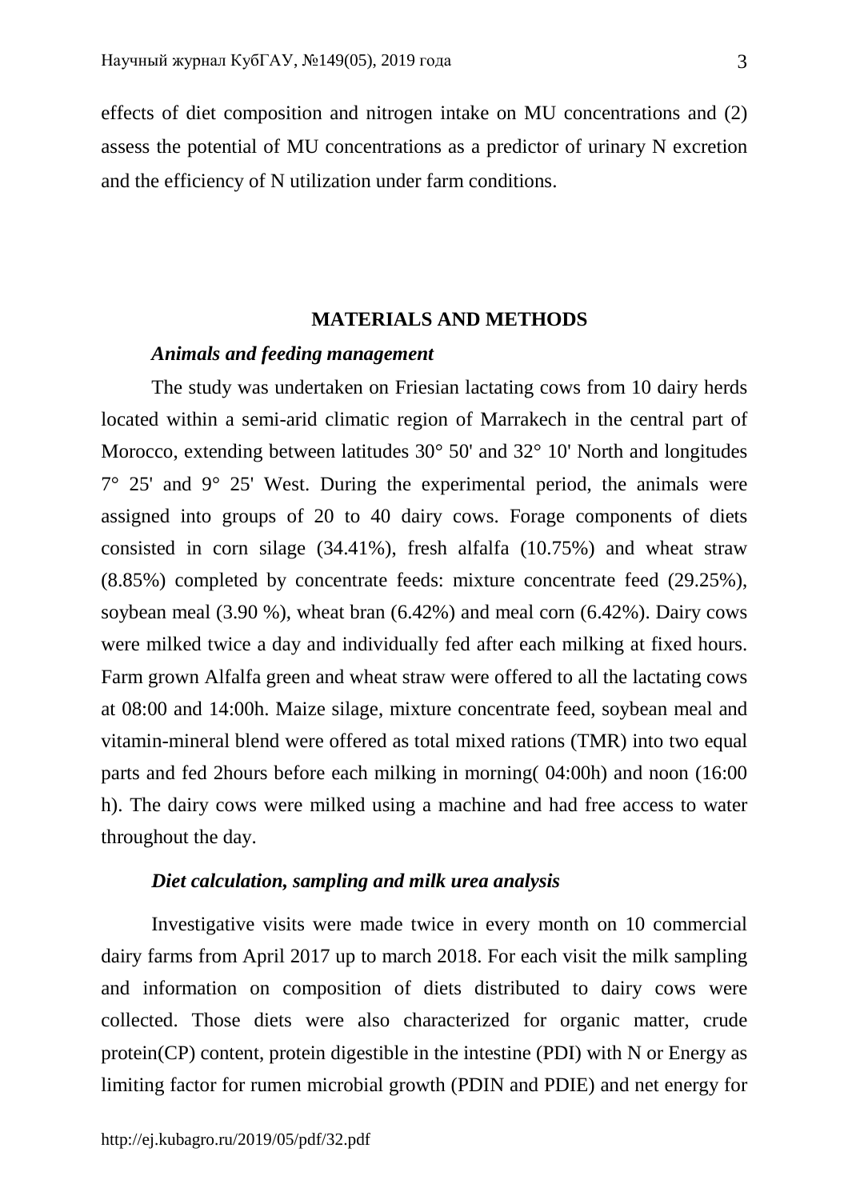effects of diet composition and nitrogen intake on MU concentrations and (2) assess the potential of MU concentrations as a predictor of urinary N excretion and the efficiency of N utilization under farm conditions.

## MATERIALS AND METHODS

### *Animals and feeding management*

The study was undertaken on Friesian lactating cows from 10 dairy herds located within a semi-arid climatic region of Marrakech in the central part of Morocco, extending between latitudes 30° 50' and 32° 10' North and longitudes 7° 25' and 9° 25' West. During the experimental period, the animals were assigned into groups of 20 to 40 dairy cows. Forage components of diets consisted in corn silage (34.41%), fresh alfalfa (10.75%) and wheat straw (8.85%) completed by concentrate feeds: mixture concentrate feed (29.25%), soybean meal (3.90 %), wheat bran (6.42%) and meal corn (6.42%). Dairy cows were milked twice a day and individually fed after each milking at fixed hours. Farm grown Alfalfa green and wheat straw were offered to all the lactating cows at 08:00 and 14:00h. Maize silage, mixture concentrate feed, soybean meal and vitamin-mineral blend were offered as total mixed rations (TMR) into two equal parts and fed 2hours before each milking in morning( 04:00h) and noon (16:00 h). The dairy cows were milked using a machine and had free access to water throughout the day.

### *Diet calculation, sampling and milk urea analysis*

Investigative visits were made twice in every month on 10 commercial dairy farms from April 2017 up to march 2018. For each visit the milk sampling and information on composition of diets distributed to dairy cows were collected. Those diets were also characterized for organic matter, crude protein(CP) content, protein digestible in the intestine (PDI) with N or Energy as limiting factor for rumen microbial growth (PDIN and PDIE) and net energy for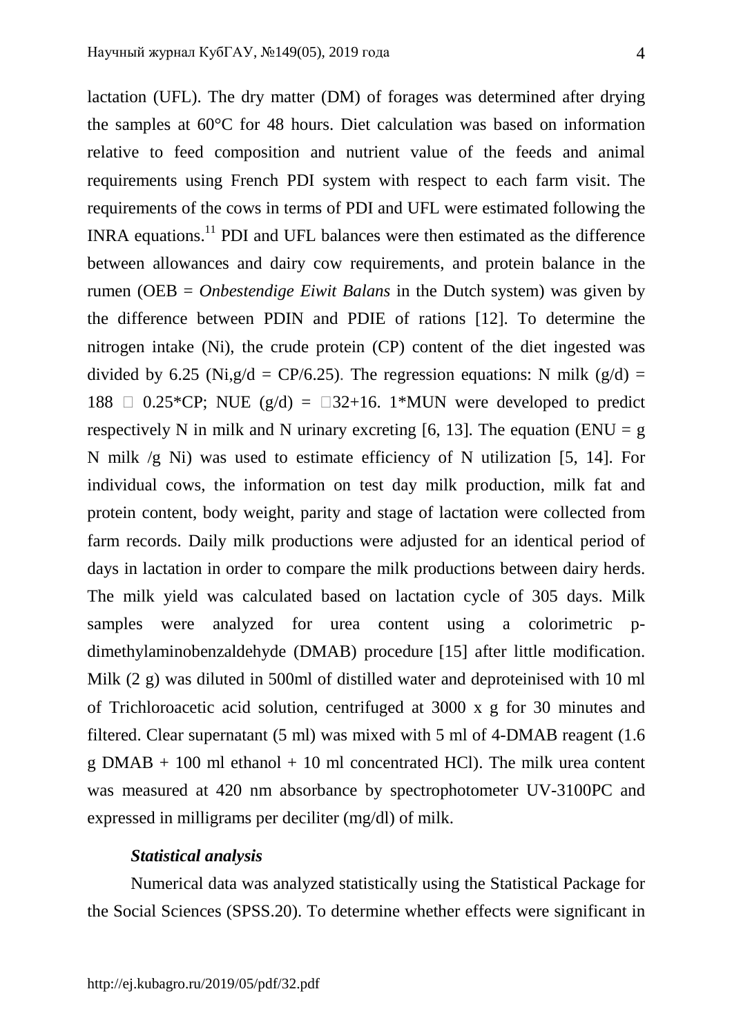lactation (UFL). The dry matter (DM) of forages was determined after drying the samples at 60°C for 48 hours. Diet calculation was based on information relative to feed composition and nutrient value of the feeds and animal requirements using French PDI system with respect to each farm visit. The requirements of the cows in terms of PDI and UFL were estimated following the INRA equations.[11] PDI and UFL balances were then estimated as the difference between allowances and dairy cow requirements, and protein balance in the rumen (OEB = *Onbestendige Eiwit Balans* in the Dutch system) was given by the difference between PDIN and PDIE of rations [12]. To determine the nitrogen intake (Ni), the crude protein (CP) content of the diet ingested was divided by 6.25 (Ni,g/d = CP/6.25). The regression equations: N milk (g/d) = 188 □ 0.25*CP; NUE (g/d) = □32+16. 1*MUN were developed to predict respectively N in milk and N urinary excreting [6, 13]. The equation (ENU = g N milk /g Ni) was used to estimate efficiency of N utilization [5, 14]. For individual cows, the information on test day milk production, milk fat and protein content, body weight, parity and stage of lactation were collected from farm records. Daily milk productions were adjusted for an identical period of days in lactation in order to compare the milk productions between dairy herds. The milk yield was calculated based on lactation cycle of 305 days. Milk samples were analyzed for urea content using a colorimetric p-dimethylaminobenzaldehyde (DMAB) procedure [15] after little modification. Milk (2 g) was diluted in 500ml of distilled water and deproteinised with 10 ml of Trichloroacetic acid solution, centrifuged at 3000 x g for 30 minutes and filtered. Clear supernatant (5 ml) was mixed with 5 ml of 4-DMAB reagent (1.6 g DMAB + 100 ml ethanol + 10 ml concentrated HCl). The milk urea content was measured at 420 nm absorbance by spectrophotometer UV-3100PC and expressed in milligrams per deciliter (mg/dl) of milk.

### *Statistical analysis*

Numerical data was analyzed statistically using the Statistical Package for the Social Sciences (SPSS.20). To determine whether effects were significant in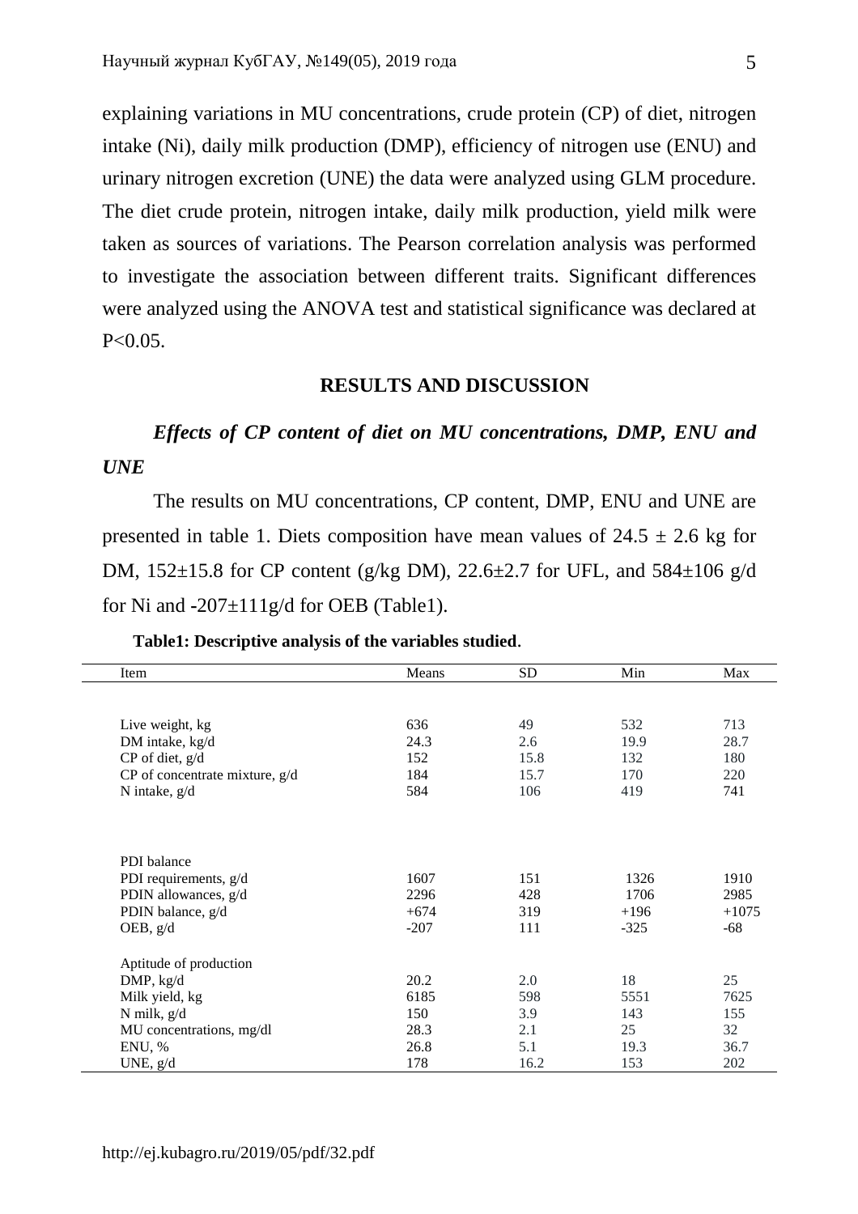explaining variations in MU concentrations, crude protein (CP) of diet, nitrogen intake (Ni), daily milk production (DMP), efficiency of nitrogen use (ENU) and urinary nitrogen excretion (UNE) the data were analyzed using GLM procedure. The diet crude protein, nitrogen intake, daily milk production, yield milk were taken as sources of variations. The Pearson correlation analysis was performed to investigate the association between different traits. Significant differences were analyzed using the ANOVA test and statistical significance was declared at $P<0.05$.

## RESULTS AND DISCUSSION

### *Effects of CP content of diet on MU concentrations, DMP, ENU and UNE*

The results on MU concentrations, CP content, DMP, ENU and UNE are presented in table 1. Diets composition have mean values of 24.5 ± 2.6 kg for DM, 152±15.8 for CP content (g/kg DM), 22.6±2.7 for UFL, and 584±106 g/d for Ni and -207±111g/d for OEB (Table1).

**Table1: Descriptive analysis of the variables studied**.

| Item | Means | SD | Min | Max |
|---|---|---|---|---|
| Live weight, kg | 636 | 49 | 532 | 713 |
| DM intake, kg/d | 24.3 | 2.6 | 19.9 | 28.7 |
| CP of diet, g/d | 152 | 15.8 | 132 | 180 |
| CP of concentrate mixture, g/d | 184 | 15.7 | 170 | 220 |
| N intake, g/d | 584 | 106 | 419 | 741 |
| PDI balance | | | | |
| PDI requirements, g/d | 1607 | 151 | 1326 | 1910 |
| PDIN allowances, g/d | 2296 | 428 | 1706 | 2985 |
| PDIN balance, g/d | +674 | 319 | +196 | +1075 |
| OEB, g/d | -207 | 111 | -325 | -68 |
| Aptitude of production | | | | |
| DMP, kg/d | 20.2 | 2.0 | 18 | 25 |
| Milk yield, kg | 6185 | 598 | 5551 | 7625 |
| N milk, g/d | 150 | 3.9 | 143 | 155 |
| MU concentrations, mg/dl | 28.3 | 2.1 | 25 | 32 |
| ENU, % | 26.8 | 5.1 | 19.3 | 36.7 |
| UNE, g/d | 178 | 16.2 | 153 | 202 |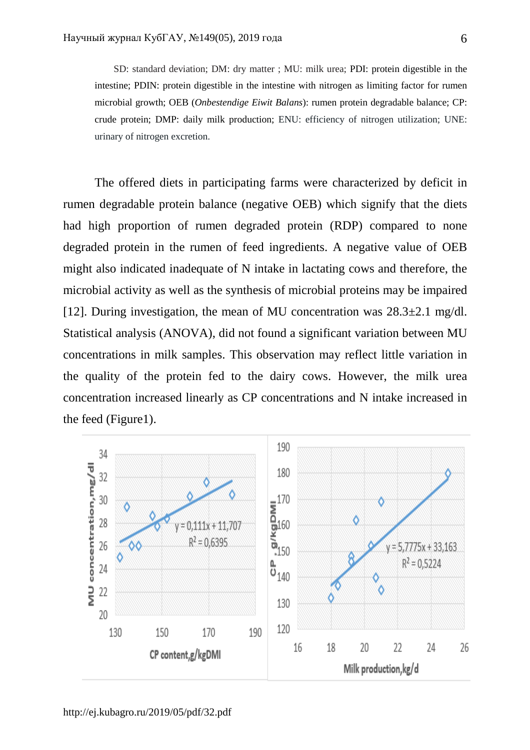SD: standard deviation; DM: dry matter ; MU: milk urea; PDI: protein digestible in the intestine; PDIN: protein digestible in the intestine with nitrogen as limiting factor for rumen microbial growth; OEB (*Onbestendige Eiwit Balans*): rumen protein degradable balance; CP: crude protein; DMP: daily milk production; ENU: efficiency of nitrogen utilization; UNE: urinary of nitrogen excretion.

The offered diets in participating farms were characterized by deficit in rumen degradable protein balance (negative OEB) which signify that the diets had high proportion of rumen degraded protein (RDP) compared to none degraded protein in the rumen of feed ingredients. A negative value of OEB might also indicated inadequate of N intake in lactating cows and therefore, the microbial activity as well as the synthesis of microbial proteins may be impaired [12]. During investigation, the mean of MU concentration was 28.3±2.1 mg/dl. Statistical analysis (ANOVA), did not found a significant variation between MU concentrations in milk samples. This observation may reflect little variation in the quality of the protein fed to the dairy cows. However, the milk urea concentration increased linearly as CP concentrations and N intake increased in the feed (Figure1).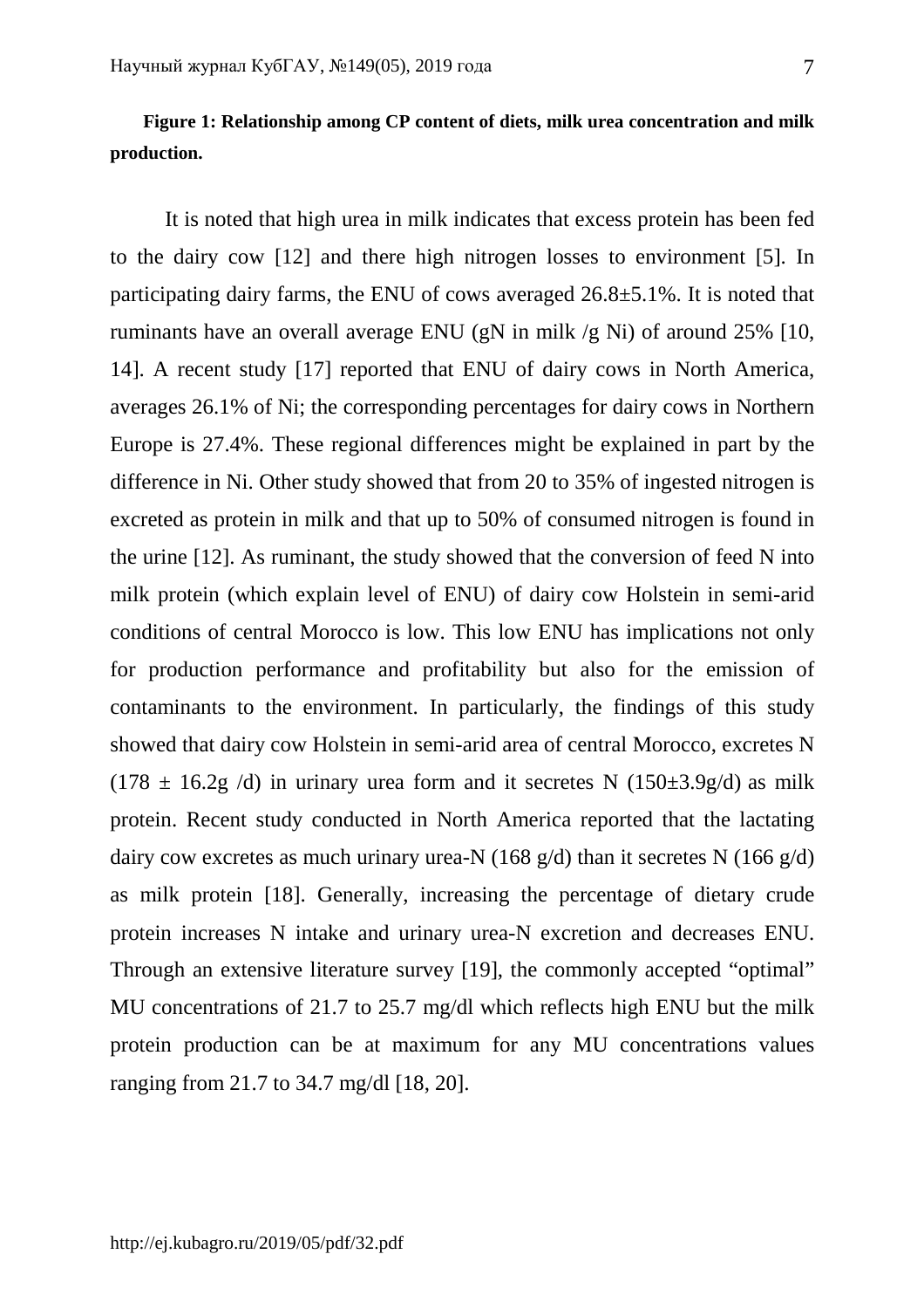**Figure 1: Relationship among CP content of diets, milk urea concentration and milk production.**

It is noted that high urea in milk indicates that excess protein has been fed to the dairy cow [12] and there high nitrogen losses to environment [5]. In participating dairy farms, the ENU of cows averaged 26.8±5.1%. It is noted that ruminants have an overall average ENU (gN in milk /g Ni) of around 25% [10, 14]. A recent study [17] reported that ENU of dairy cows in North America, averages 26.1% of Ni; the corresponding percentages for dairy cows in Northern Europe is 27.4%. These regional differences might be explained in part by the difference in Ni. Other study showed that from 20 to 35% of ingested nitrogen is excreted as protein in milk and that up to 50% of consumed nitrogen is found in the urine [12]. As ruminant, the study showed that the conversion of feed N into milk protein (which explain level of ENU) of dairy cow Holstein in semi-arid conditions of central Morocco is low. This low ENU has implications not only for production performance and profitability but also for the emission of contaminants to the environment. In particularly, the findings of this study showed that dairy cow Holstein in semi-arid area of central Morocco, excretes N (178 ± 16.2g /d) in urinary urea form and it secretes N (150±3.9g/d) as milk protein. Recent study conducted in North America reported that the lactating dairy cow excretes as much urinary urea-N (168 g/d) than it secretes N (166 g/d) as milk protein [18]. Generally, increasing the percentage of dietary crude protein increases N intake and urinary urea-N excretion and decreases ENU. Through an extensive literature survey [19], the commonly accepted "optimal" MU concentrations of 21.7 to 25.7 mg/dl which reflects high ENU but the milk protein production can be at maximum for any MU concentrations values ranging from 21.7 to 34.7 mg/dl [18, 20].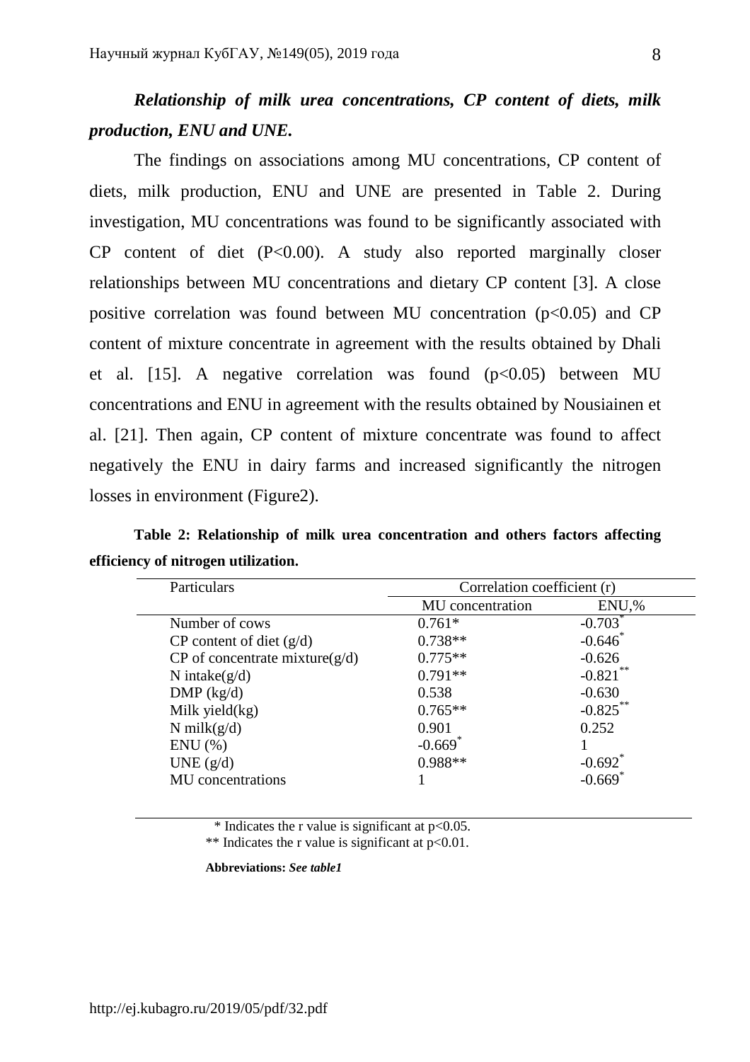***Relationship of milk urea concentrations, CP content of diets, milk production, ENU and UNE.***

The findings on associations among MU concentrations, CP content of diets, milk production, ENU and UNE are presented in Table 2. During investigation, MU concentrations was found to be significantly associated with CP content of diet ($P<0.00$). A study also reported marginally closer relationships between MU concentrations and dietary CP content [3]. A close positive correlation was found between MU concentration ($p<0.05$) and CP content of mixture concentrate in agreement with the results obtained by Dhali et al. [15]. A negative correlation was found ($p<0.05$) between MU concentrations and ENU in agreement with the results obtained by Nousiainen et al. [21]. Then again, CP content of mixture concentrate was found to affect negatively the ENU in dairy farms and increased significantly the nitrogen losses in environment (Figure2).

**Table 2: Relationship of milk urea concentration and others factors affecting efficiency of nitrogen utilization.**

| Particulars | Correlation coefficient (r) | |
|---|---|---|
| | MU concentration | ENU,% |
| Number of cows | 0.761* | -0.703* |
| CP content of diet (g/d) | 0.738** | -0.646* |
| CP of concentrate mixture(g/d) | 0.775** | -0.626 |
| N intake(g/d) | 0.791** | -0.821** |
| DMP (kg/d) | 0.538 | -0.630 |
| Milk yield(kg) | 0.765** | -0.825** |
| N milk(g/d) | 0.901 | 0.252 |
| ENU (%) | -0.669* | 1 |
| UNE (g/d) | 0.988** | -0.692* |
| MU concentrations | 1 | -0.669* |

\* Indicates the r value is significant at $p<0.05$.
** Indicates the r value is significant at $p<0.01$.

**Abbreviations:** ***See table1***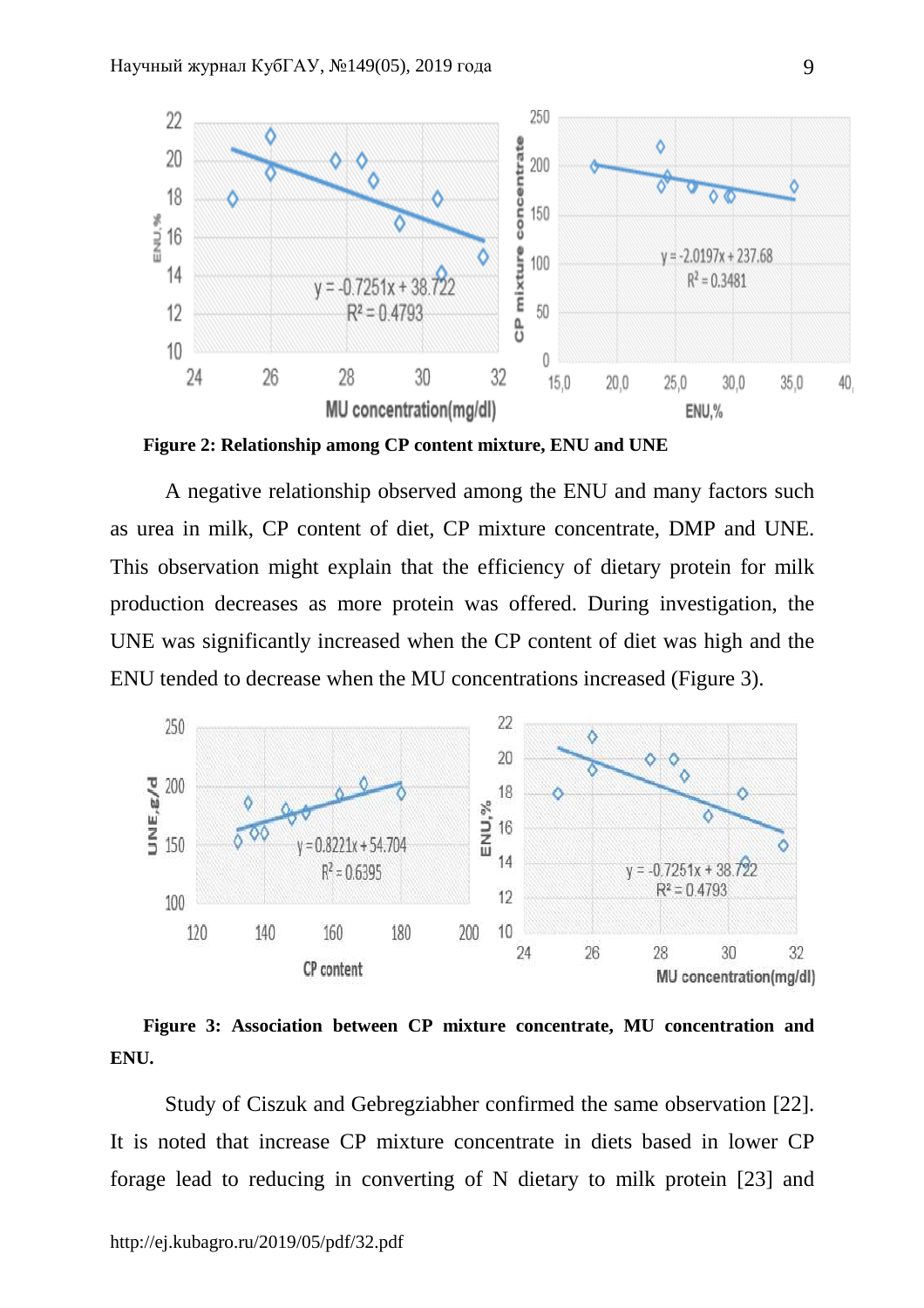**Figure 2: Relationship among CP content mixture, ENU and UNE**

A negative relationship observed among the ENU and many factors such as urea in milk, CP content of diet, CP mixture concentrate, DMP and UNE. This observation might explain that the efficiency of dietary protein for milk production decreases as more protein was offered. During investigation, the UNE was significantly increased when the CP content of diet was high and the ENU tended to decrease when the MU concentrations increased (Figure 3).

**Figure 3: Association between CP mixture concentrate, MU concentration and ENU.**

Study of Ciszuk and Gebregziabher confirmed the same observation [22]. It is noted that increase CP mixture concentrate in diets based in lower CP forage lead to reducing in converting of N dietary to milk protein [23] and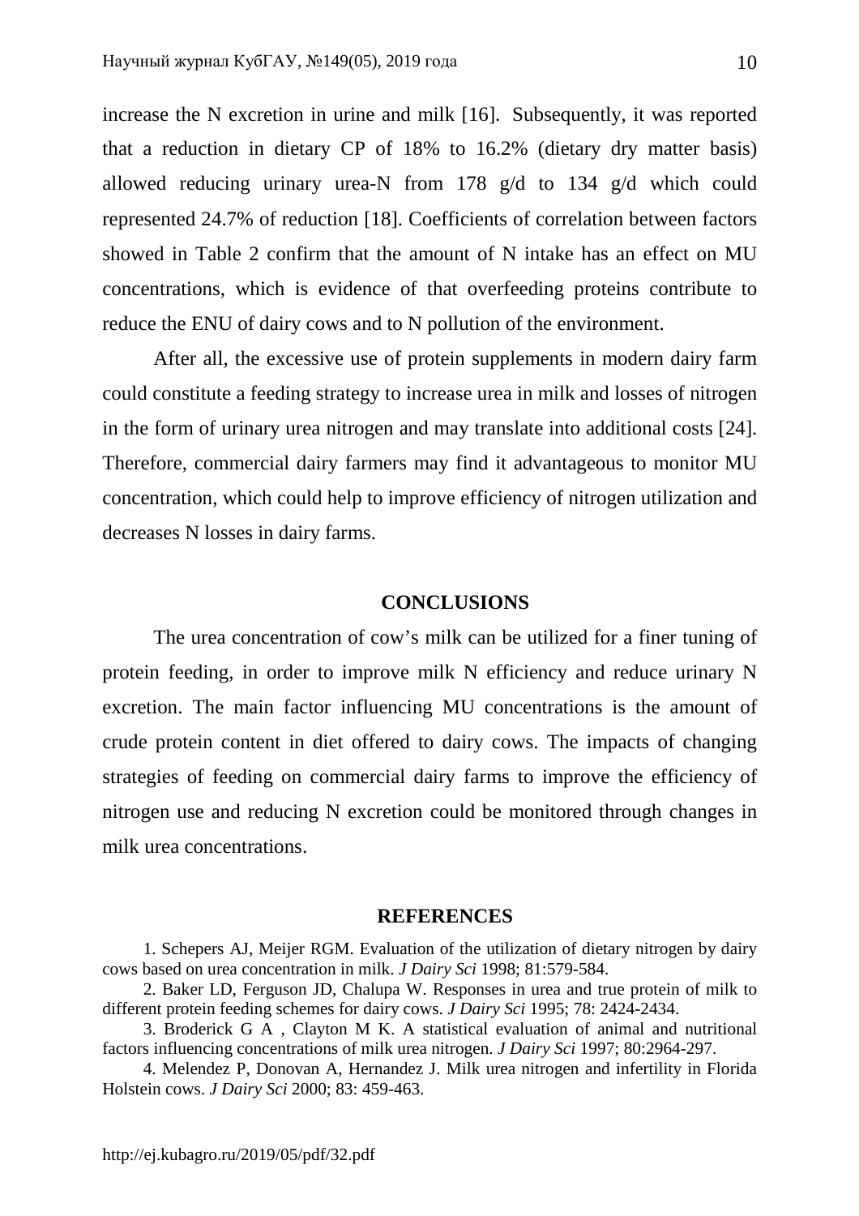increase the N excretion in urine and milk [16]. Subsequently, it was reported that a reduction in dietary CP of 18% to 16.2% (dietary dry matter basis) allowed reducing urinary urea-N from 178 g/d to 134 g/d which could represented 24.7% of reduction [18]. Coefficients of correlation between factors showed in Table 2 confirm that the amount of N intake has an effect on MU concentrations, which is evidence of that overfeeding proteins contribute to reduce the ENU of dairy cows and to N pollution of the environment.

After all, the excessive use of protein supplements in modern dairy farm could constitute a feeding strategy to increase urea in milk and losses of nitrogen in the form of urinary urea nitrogen and may translate into additional costs [24]. Therefore, commercial dairy farmers may find it advantageous to monitor MU concentration, which could help to improve efficiency of nitrogen utilization and decreases N losses in dairy farms.

## CONCLUSIONS

The urea concentration of cow's milk can be utilized for a finer tuning of protein feeding, in order to improve milk N efficiency and reduce urinary N excretion. The main factor influencing MU concentrations is the amount of crude protein content in diet offered to dairy cows. The impacts of changing strategies of feeding on commercial dairy farms to improve the efficiency of nitrogen use and reducing N excretion could be monitored through changes in milk urea concentrations.

## REFERENCES

1. Schepers AJ, Meijer RGM. Evaluation of the utilization of dietary nitrogen by dairy cows based on urea concentration in milk. *J Dairy Sci* 1998; 81:579-584.
2. Baker LD, Ferguson JD, Chalupa W. Responses in urea and true protein of milk to different protein feeding schemes for dairy cows. *J Dairy Sci* 1995; 78: 2424-2434.
3. Broderick G A , Clayton M K. A statistical evaluation of animal and nutritional factors influencing concentrations of milk urea nitrogen. *J Dairy Sci* 1997; 80:2964-297.
4. Melendez P, Donovan A, Hernandez J. Milk urea nitrogen and infertility in Florida Holstein cows. *J Dairy Sci* 2000; 83: 459-463.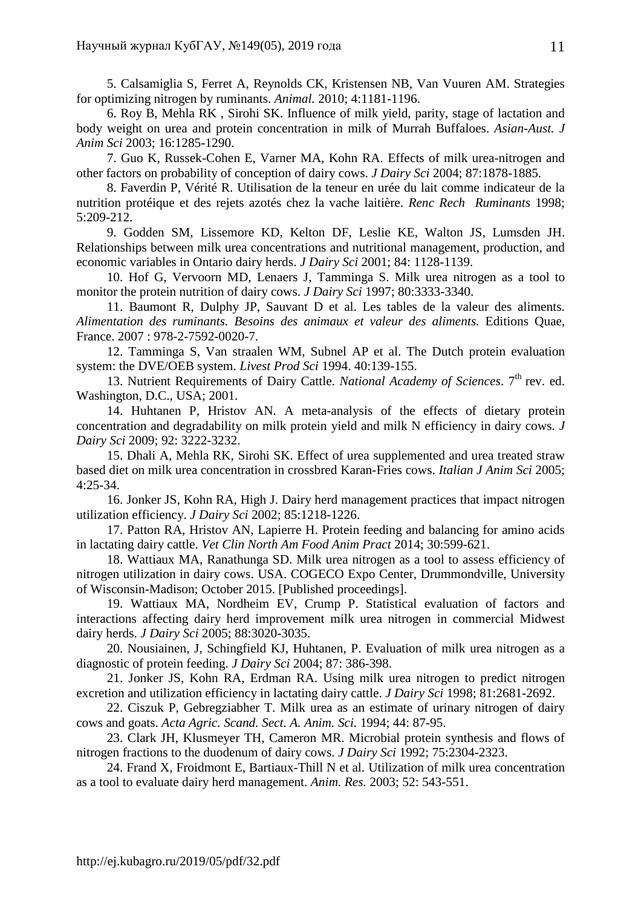5. Calsamiglia S, Ferret A, Reynolds CK, Kristensen NB, Van Vuuren AM. Strategies for optimizing nitrogen by ruminants. *Animal.* 2010; 4:1181-1196.

6. Roy B, Mehla RK , Sirohi SK. Influence of milk yield, parity, stage of lactation and body weight on urea and protein concentration in milk of Murrah Buffaloes. *Asian-Aust. J Anim Sci* 2003; 16:1285-1290.

7. Guo K, Russek-Cohen E, Varner MA, Kohn RA. Effects of milk urea-nitrogen and other factors on probability of conception of dairy cows. *J Dairy Sci* 2004; 87:1878-1885.

8. Faverdin P, Vérité R. Utilisation de la teneur en urée du lait comme indicateur de la nutrition protéique et des rejets azotés chez la vache laitière. *Renc Rech Ruminants* 1998; 5:209-212.

9. Godden SM, Lissemore KD, Kelton DF, Leslie KE, Walton JS, Lumsden JH. Relationships between milk urea concentrations and nutritional management, production, and economic variables in Ontario dairy herds. *J Dairy Sci* 2001; 84: 1128-1139.

10. Hof G, Vervoorn MD, Lenaers J, Tamminga S. Milk urea nitrogen as a tool to monitor the protein nutrition of dairy cows. *J Dairy Sci* 1997; 80:3333-3340.

11. Baumont R, Dulphy JP, Sauvant D et al. Les tables de la valeur des aliments. *Alimentation des ruminants. Besoins des animaux et valeur des aliments.* Editions Quae, France. 2007 : 978-2-7592-0020-7.

12. Tamminga S, Van straalen WM, Subnel AP et al. The Dutch protein evaluation system: the DVE/OEB system. *Livest Prod Sci* 1994. 40:139-155.

13. Nutrient Requirements of Dairy Cattle. *National Academy of Sciences*. 7th rev. ed. Washington, D.C., USA; 2001.

14. Huhtanen P, Hristov AN. A meta-analysis of the effects of dietary protein concentration and degradability on milk protein yield and milk N efficiency in dairy cows. *J Dairy Sci* 2009; 92: 3222-3232.

15. Dhali A, Mehla RK, Sirohi SK. Effect of urea supplemented and urea treated straw based diet on milk urea concentration in crossbred Karan-Fries cows. *Italian J Anim Sci* 2005; 4:25-34.

16. Jonker JS, Kohn RA, High J. Dairy herd management practices that impact nitrogen utilization efficiency. *J Dairy Sci* 2002; 85:1218-1226.

17. Patton RA, Hristov AN, Lapierre H. Protein feeding and balancing for amino acids in lactating dairy cattle. *Vet Clin North Am Food Anim Pract* 2014; 30:599-621.

18. Wattiaux MA, Ranathunga SD. Milk urea nitrogen as a tool to assess efficiency of nitrogen utilization in dairy cows. USA. COGECO Expo Center, Drummondville, University of Wisconsin-Madison; October 2015. [Published proceedings].

19. Wattiaux MA, Nordheim EV, Crump P. Statistical evaluation of factors and interactions affecting dairy herd improvement milk urea nitrogen in commercial Midwest dairy herds. *J Dairy Sci* 2005; 88:3020-3035.

20. Nousiainen, J, Schingfield KJ, Huhtanen, P. Evaluation of milk urea nitrogen as a diagnostic of protein feeding. *J Dairy Sci* 2004; 87: 386-398.

21. Jonker JS, Kohn RA, Erdman RA. Using milk urea nitrogen to predict nitrogen excretion and utilization efficiency in lactating dairy cattle. *J Dairy Sci* 1998; 81:2681-2692.

22. Ciszuk P, Gebregziabher T. Milk urea as an estimate of urinary nitrogen of dairy cows and goats. *Acta Agric. Scand. Sect. A. Anim. Sci.* 1994; 44: 87-95.

23. Clark JH, Klusmeyer TH, Cameron MR. Microbial protein synthesis and flows of nitrogen fractions to the duodenum of dairy cows. *J Dairy Sci* 1992; 75:2304-2323.

24. Frand X, Froidmont E, Bartiaux-Thill N et al. Utilization of milk urea concentration as a tool to evaluate dairy herd management. *Anim. Res.* 2003; 52: 543-551.